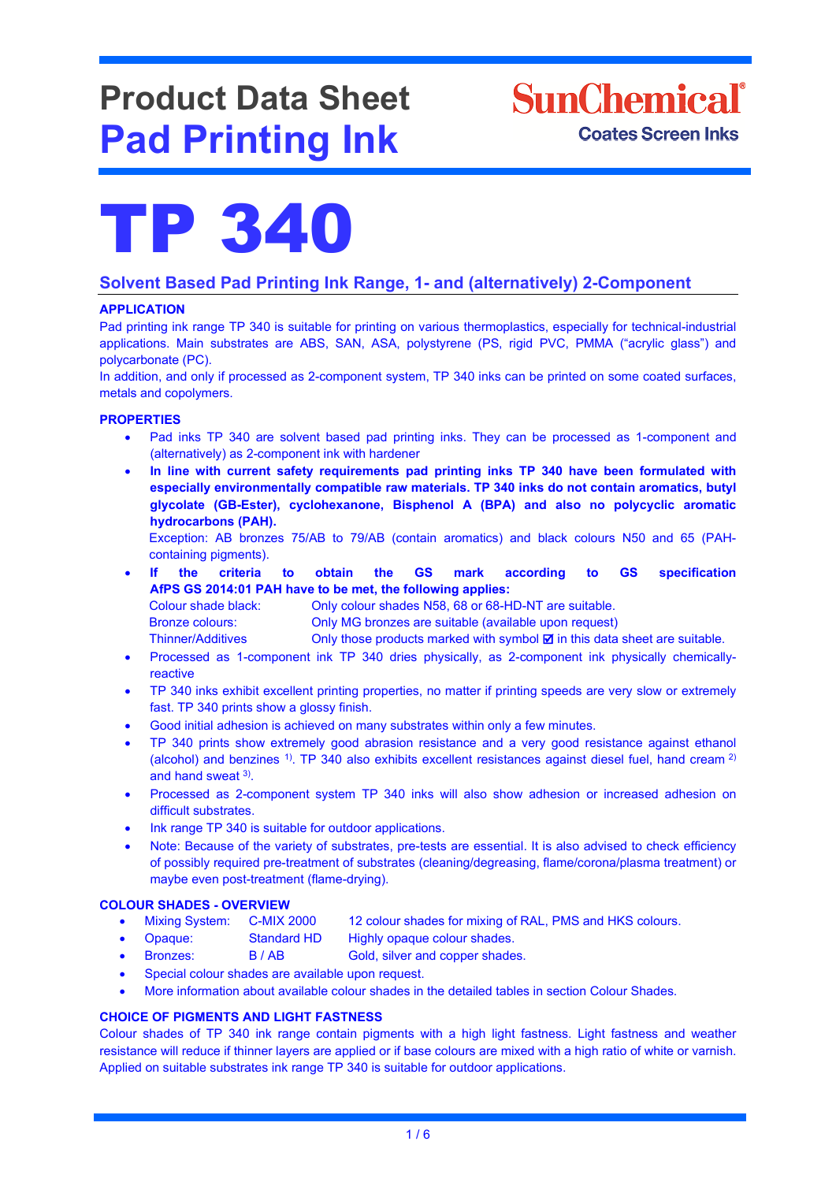# Product Data Sheet
# Pad Printing Ink

SunChemical
Coates Screen Inks

# TP 340

## Solvent Based Pad Printing Ink Range, 1- and (alternatively) 2-Component

### APPLICATION

Pad printing ink range TP 340 is suitable for printing on various thermoplastics, especially for technical-industrial applications. Main substrates are ABS, SAN, ASA, polystyrene (PS, rigid PVC, PMMA ("acrylic glass") and polycarbonate (PC).

In addition, and only if processed as 2-component system, TP 340 inks can be printed on some coated surfaces, metals and copolymers.

### PROPERTIES

- Pad inks TP 340 are solvent based pad printing inks. They can be processed as 1-component and (alternatively) as 2-component ink with hardener
- **In line with current safety requirements pad printing inks TP 340 have been formulated with especially environmentally compatible raw materials. TP 340 inks do not contain aromatics, butyl glycolate (GB-Ester), cyclohexanone, Bisphenol A (BPA) and also no polycyclic aromatic hydrocarbons (PAH).**

  Exception: AB bronzes 75/AB to 79/AB (contain aromatics) and black colours N50 and 65 (PAH-containing pigments).
- **If the criteria to obtain the GS mark according to GS specification AfPS GS 2014:01 PAH have to be met, the following applies:**

  | | |
  |---|---|
  | Colour shade black: | Only colour shades N58, 68 or 68-HD-NT are suitable. |
  | Bronze colours: | Only MG bronzes are suitable (available upon request) |
  | Thinner/Additives | Only those products marked with symbol ☑ in this data sheet are suitable. |

- Processed as 1-component ink TP 340 dries physically, as 2-component ink physically chemically-reactive
- TP 340 inks exhibit excellent printing properties, no matter if printing speeds are very slow or extremely fast. TP 340 prints show a glossy finish.
- Good initial adhesion is achieved on many substrates within only a few minutes.
- TP 340 prints show extremely good abrasion resistance and a very good resistance against ethanol (alcohol) and benzines [1]). TP 340 also exhibits excellent resistances against diesel fuel, hand cream [2]) and hand sweat [3]).
- Processed as 2-component system TP 340 inks will also show adhesion or increased adhesion on difficult substrates.
- Ink range TP 340 is suitable for outdoor applications.
- Note: Because of the variety of substrates, pre-tests are essential. It is also advised to check efficiency of possibly required pre-treatment of substrates (cleaning/degreasing, flame/corona/plasma treatment) or maybe even post-treatment (flame-drying).

### COLOUR SHADES - OVERVIEW

- Mixing System: C-MIX 2000 — 12 colour shades for mixing of RAL, PMS and HKS colours.
- Opaque: Standard HD — Highly opaque colour shades.
- Bronzes: B / AB — Gold, silver and copper shades.
- Special colour shades are available upon request.
- More information about available colour shades in the detailed tables in section Colour Shades.

### CHOICE OF PIGMENTS AND LIGHT FASTNESS

Colour shades of TP 340 ink range contain pigments with a high light fastness. Light fastness and weather resistance will reduce if thinner layers are applied or if base colours are mixed with a high ratio of white or varnish. Applied on suitable substrates ink range TP 340 is suitable for outdoor applications.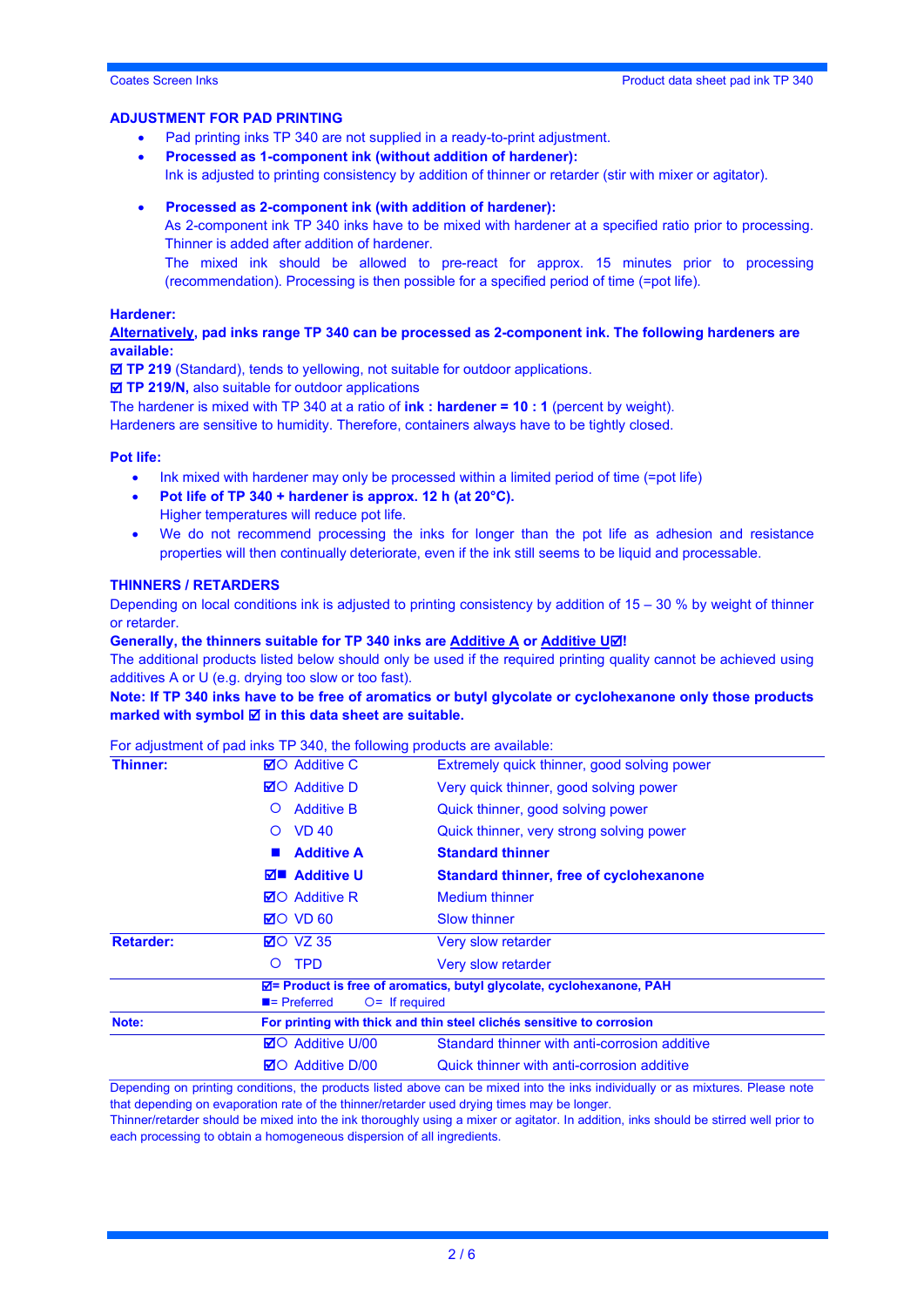## ADJUSTMENT FOR PAD PRINTING

- Pad printing inks TP 340 are not supplied in a ready-to-print adjustment.
- **Processed as 1-component ink (without addition of hardener):**
  Ink is adjusted to printing consistency by addition of thinner or retarder (stir with mixer or agitator).

- **Processed as 2-component ink (with addition of hardener):**
  As 2-component ink TP 340 inks have to be mixed with hardener at a specified ratio prior to processing. Thinner is added after addition of hardener.
  The mixed ink should be allowed to pre-react for approx. 15 minutes prior to processing (recommendation). Processing is then possible for a specified period of time (=pot life).

### Hardener:

**Alternatively, pad inks range TP 340 can be processed as 2-component ink. The following hardeners are available:**

☑ **TP 219** (Standard), tends to yellowing, not suitable for outdoor applications.
☑ **TP 219/N,** also suitable for outdoor applications
The hardener is mixed with TP 340 at a ratio of **ink : hardener = 10 : 1** (percent by weight).
Hardeners are sensitive to humidity. Therefore, containers always have to be tightly closed.

### Pot life:

- Ink mixed with hardener may only be processed within a limited period of time (=pot life)
- **Pot life of TP 340 + hardener is approx. 12 h (at 20°C).**
  Higher temperatures will reduce pot life.
- We do not recommend processing the inks for longer than the pot life as adhesion and resistance properties will then continually deteriorate, even if the ink still seems to be liquid and processable.

## THINNERS / RETARDERS

Depending on local conditions ink is adjusted to printing consistency by addition of 15 – 30 % by weight of thinner or retarder.

**Generally, the thinners suitable for TP 340 inks are Additive A or Additive U☑!**

The additional products listed below should only be used if the required printing quality cannot be achieved using additives A or U (e.g. drying too slow or too fast).

**Note: If TP 340 inks have to be free of aromatics or butyl glycolate or cyclohexanone only those products marked with symbol ☑ in this data sheet are suitable.**

For adjustment of pad inks TP 340, the following products are available:

| | | |
|---|---|---|
| **Thinner:** | ☑○ Additive C | Extremely quick thinner, good solving power |
| | ☑○ Additive D | Very quick thinner, good solving power |
| | ○ Additive B | Quick thinner, good solving power |
| | ○ VD 40 | Quick thinner, very strong solving power |
| | ■ **Additive A** | **Standard thinner** |
| | ☑■ **Additive U** | **Standard thinner, free of cyclohexanone** |
| | ☑○ Additive R | Medium thinner |
| | ☑○ VD 60 | Slow thinner |
| **Retarder:** | ☑○ VZ 35 | Very slow retarder |
| | ○ TPD | Very slow retarder |
| | **☑= Product is free of aromatics, butyl glycolate, cyclohexanone, PAH** ■= Preferred ○= If required | |
| **Note:** | **For printing with thick and thin steel clichés sensitive to corrosion** | |
| | ☑○ Additive U/00 | Standard thinner with anti-corrosion additive |
| | ☑○ Additive D/00 | Quick thinner with anti-corrosion additive |

Depending on printing conditions, the products listed above can be mixed into the inks individually or as mixtures. Please note that depending on evaporation rate of the thinner/retarder used drying times may be longer.
Thinner/retarder should be mixed into the ink thoroughly using a mixer or agitator. In addition, inks should be stirred well prior to each processing to obtain a homogeneous dispersion of all ingredients.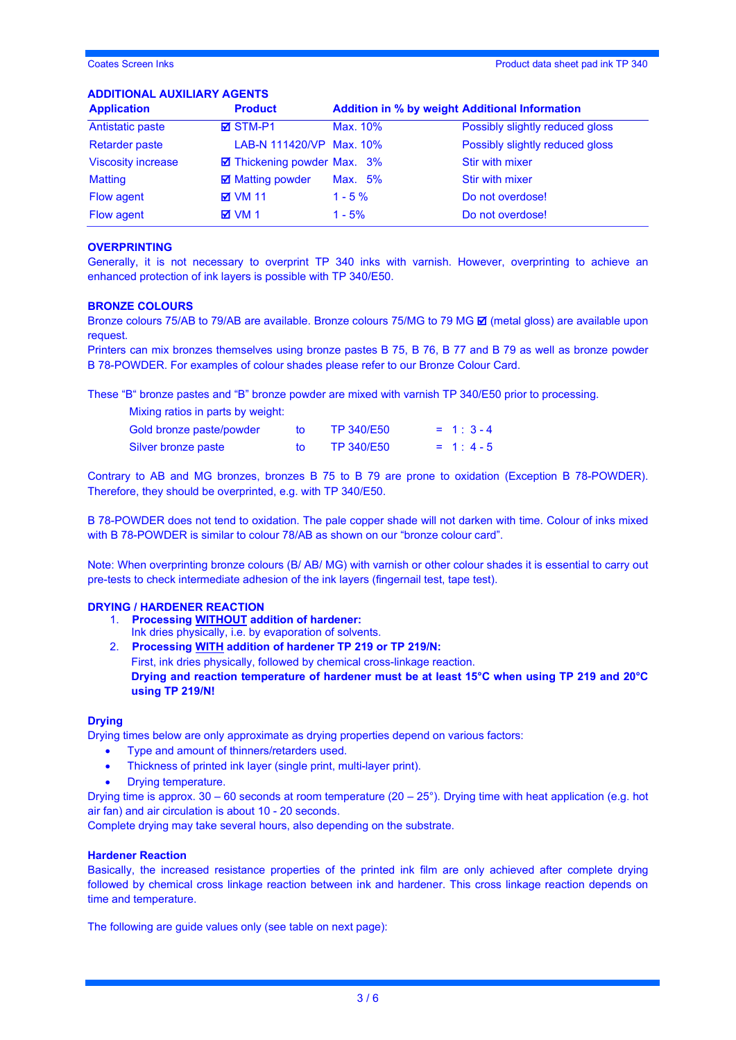## ADDITIONAL AUXILIARY AGENTS

| Application | Product | Addition in % by weight | Additional Information |
|---|---|---|---|
| Antistatic paste | ☑ STM-P1 | Max. 10% | Possibly slightly reduced gloss |
| Retarder paste | LAB-N 111420/VP | Max. 10% | Possibly slightly reduced gloss |
| Viscosity increase | ☑ Thickening powder | Max. 3% | Stir with mixer |
| Matting | ☑ Matting powder | Max. 5% | Stir with mixer |
| Flow agent | ☑ VM 11 | 1 - 5 % | Do not overdose! |
| Flow agent | ☑ VM 1 | 1 - 5% | Do not overdose! |

## OVERPRINTING

Generally, it is not necessary to overprint TP 340 inks with varnish. However, overprinting to achieve an enhanced protection of ink layers is possible with TP 340/E50.

## BRONZE COLOURS

Bronze colours 75/AB to 79/AB are available. Bronze colours 75/MG to 79 MG ☑ (metal gloss) are available upon request.

Printers can mix bronzes themselves using bronze pastes B 75, B 76, B 77 and B 79 as well as bronze powder B 78-POWDER. For examples of colour shades please refer to our Bronze Colour Card.

These "B" bronze pastes and "B" bronze powder are mixed with varnish TP 340/E50 prior to processing.

Mixing ratios in parts by weight:

| | | | |
|---|---|---|---|
| Gold bronze paste/powder | to | TP 340/E50 | = 1 : 3 - 4 |
| Silver bronze paste | to | TP 340/E50 | = 1 : 4 - 5 |

Contrary to AB and MG bronzes, bronzes B 75 to B 79 are prone to oxidation (Exception B 78-POWDER). Therefore, they should be overprinted, e.g. with TP 340/E50.

B 78-POWDER does not tend to oxidation. The pale copper shade will not darken with time. Colour of inks mixed with B 78-POWDER is similar to colour 78/AB as shown on our "bronze colour card".

Note: When overprinting bronze colours (B/ AB/ MG) with varnish or other colour shades it is essential to carry out pre-tests to check intermediate adhesion of the ink layers (fingernail test, tape test).

## DRYING / HARDENER REACTION

1. **Processing WITHOUT addition of hardener:**
   Ink dries physically, i.e. by evaporation of solvents.
2. **Processing WITH addition of hardener TP 219 or TP 219/N:**
   First, ink dries physically, followed by chemical cross-linkage reaction.
   **Drying and reaction temperature of hardener must be at least 15°C when using TP 219 and 20°C using TP 219/N!**

### Drying

Drying times below are only approximate as drying properties depend on various factors:

- Type and amount of thinners/retarders used.
- Thickness of printed ink layer (single print, multi-layer print).
- Drying temperature.

Drying time is approx. 30 – 60 seconds at room temperature (20 – 25°). Drying time with heat application (e.g. hot air fan) and air circulation is about 10 - 20 seconds.
Complete drying may take several hours, also depending on the substrate.

### Hardener Reaction

Basically, the increased resistance properties of the printed ink film are only achieved after complete drying followed by chemical cross linkage reaction between ink and hardener. This cross linkage reaction depends on time and temperature.

The following are guide values only (see table on next page):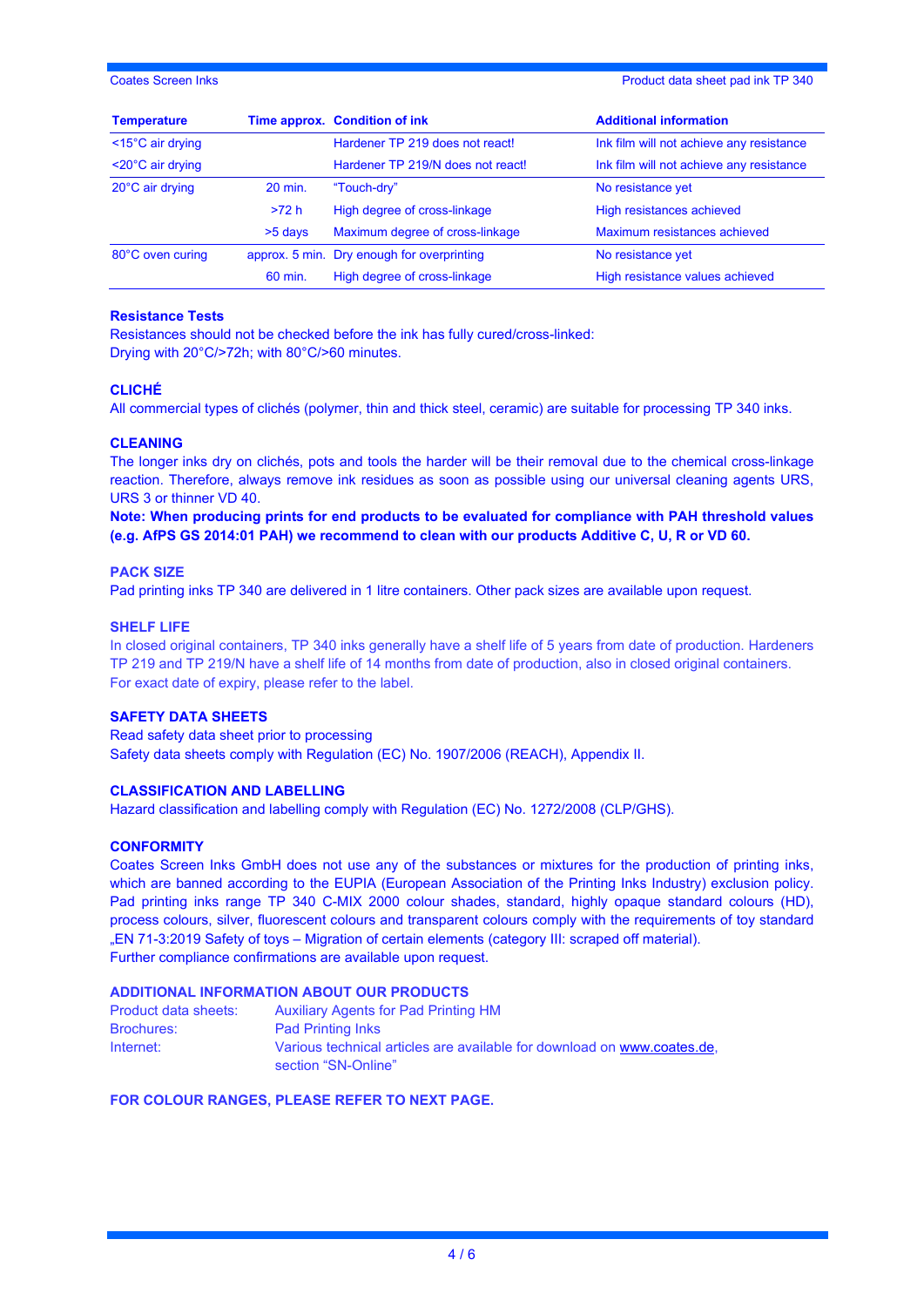| Temperature | Time approx. | Condition of ink | Additional information |
|---|---|---|---|
| <15°C air drying | | Hardener TP 219 does not react! | Ink film will not achieve any resistance |
| <20°C air drying | | Hardener TP 219/N does not react! | Ink film will not achieve any resistance |
| 20°C air drying | 20 min. | "Touch-dry" | No resistance yet |
| | >72 h | High degree of cross-linkage | High resistances achieved |
| | >5 days | Maximum degree of cross-linkage | Maximum resistances achieved |
| 80°C oven curing | approx. 5 min. | Dry enough for overprinting | No resistance yet |
| | 60 min. | High degree of cross-linkage | High resistance values achieved |

## Resistance Tests

Resistances should not be checked before the ink has fully cured/cross-linked:
Drying with 20°C/>72h; with 80°C/>60 minutes.

## CLICHÉ

All commercial types of clichés (polymer, thin and thick steel, ceramic) are suitable for processing TP 340 inks.

## CLEANING

The longer inks dry on clichés, pots and tools the harder will be their removal due to the chemical cross-linkage reaction. Therefore, always remove ink residues as soon as possible using our universal cleaning agents URS, URS 3 or thinner VD 40.

**Note: When producing prints for end products to be evaluated for compliance with PAH threshold values (e.g. AfPS GS 2014:01 PAH) we recommend to clean with our products Additive C, U, R or VD 60.**

## PACK SIZE

Pad printing inks TP 340 are delivered in 1 litre containers. Other pack sizes are available upon request.

## SHELF LIFE

In closed original containers, TP 340 inks generally have a shelf life of 5 years from date of production. Hardeners TP 219 and TP 219/N have a shelf life of 14 months from date of production, also in closed original containers. For exact date of expiry, please refer to the label.

## SAFETY DATA SHEETS

Read safety data sheet prior to processing
Safety data sheets comply with Regulation (EC) No. 1907/2006 (REACH), Appendix II.

## CLASSIFICATION AND LABELLING

Hazard classification and labelling comply with Regulation (EC) No. 1272/2008 (CLP/GHS).

## CONFORMITY

Coates Screen Inks GmbH does not use any of the substances or mixtures for the production of printing inks, which are banned according to the EUPIA (European Association of the Printing Inks Industry) exclusion policy. Pad printing inks range TP 340 C-MIX 2000 colour shades, standard, highly opaque standard colours (HD), process colours, silver, fluorescent colours and transparent colours comply with the requirements of toy standard „EN 71-3:2019 Safety of toys – Migration of certain elements (category III: scraped off material).
Further compliance confirmations are available upon request.

## ADDITIONAL INFORMATION ABOUT OUR PRODUCTS

| | |
|---|---|
| Product data sheets: | Auxiliary Agents for Pad Printing HM |
| Brochures: | Pad Printing Inks |
| Internet: | Various technical articles are available for download on www.coates.de, section "SN-Online" |

**FOR COLOUR RANGES, PLEASE REFER TO NEXT PAGE.**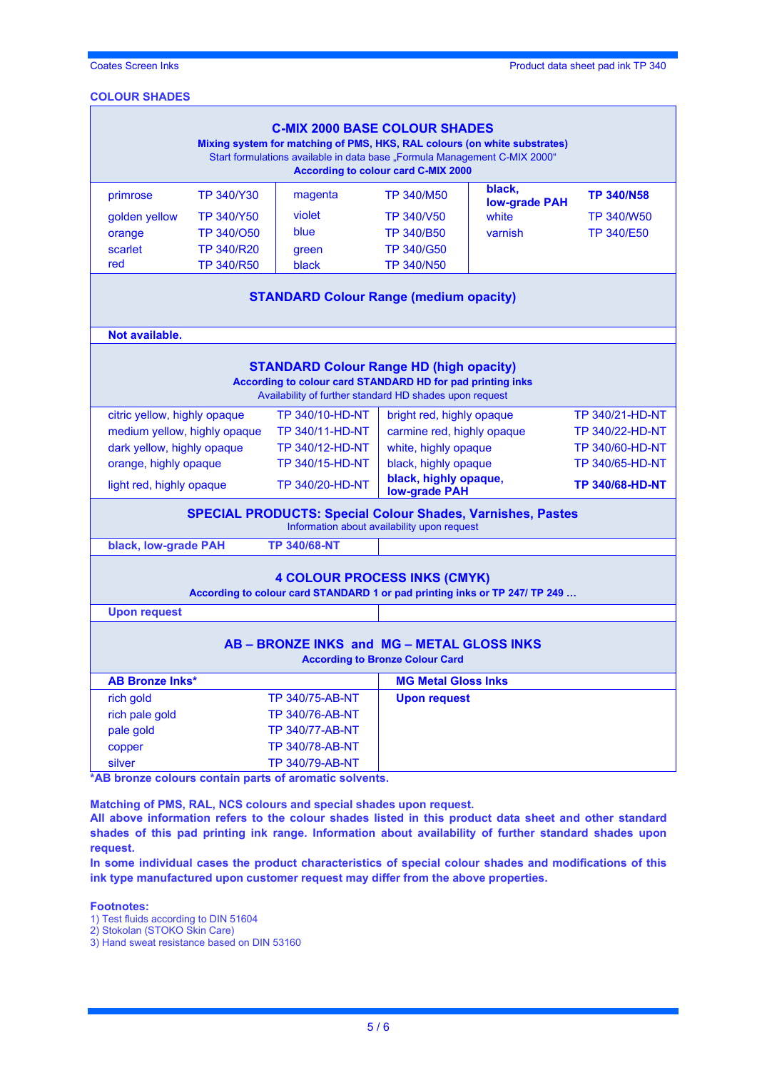## COLOUR SHADES

### C-MIX 2000 BASE COLOUR SHADES

**Mixing system for matching of PMS, HKS, RAL colours (on white substrates)**
Start formulations available in data base „Formula Management C-MIX 2000"
**According to colour card C-MIX 2000**

| | | | | | |
|---|---|---|---|---|---|
| primrose | TP 340/Y30 | magenta | TP 340/M50 | **black, low-grade PAH** | **TP 340/N58** |
| golden yellow | TP 340/Y50 | violet | TP 340/V50 | white | TP 340/W50 |
| orange | TP 340/O50 | blue | TP 340/B50 | varnish | TP 340/E50 |
| scarlet | TP 340/R20 | green | TP 340/G50 | | |
| red | TP 340/R50 | black | TP 340/N50 | | |

### STANDARD Colour Range (medium opacity)

**Not available.**

### STANDARD Colour Range HD (high opacity)

**According to colour card STANDARD HD for pad printing inks**
Availability of further standard HD shades upon request

| | | | |
|---|---|---|---|
| citric yellow, highly opaque | TP 340/10-HD-NT | bright red, highly opaque | TP 340/21-HD-NT |
| medium yellow, highly opaque | TP 340/11-HD-NT | carmine red, highly opaque | TP 340/22-HD-NT |
| dark yellow, highly opaque | TP 340/12-HD-NT | white, highly opaque | TP 340/60-HD-NT |
| orange, highly opaque | TP 340/15-HD-NT | black, highly opaque | TP 340/65-HD-NT |
| light red, highly opaque | TP 340/20-HD-NT | **black, highly opaque, low-grade PAH** | **TP 340/68-HD-NT** |

### SPECIAL PRODUCTS: Special Colour Shades, Varnishes, Pastes

Information about availability upon request

| | |
|---|---|
| **black, low-grade PAH** | **TP 340/68-NT** |

### 4 COLOUR PROCESS INKS (CMYK)

**According to colour card STANDARD 1 or pad printing inks or TP 247/ TP 249 …**

**Upon request**

### AB – BRONZE INKS and MG – METAL GLOSS INKS

**According to Bronze Colour Card**

| **AB Bronze Inks*** | | **MG Metal Gloss Inks** |
|---|---|---|
| rich gold | TP 340/75-AB-NT | **Upon request** |
| rich pale gold | TP 340/76-AB-NT | |
| pale gold | TP 340/77-AB-NT | |
| copper | TP 340/78-AB-NT | |
| silver | TP 340/79-AB-NT | |

**\*AB bronze colours contain parts of aromatic solvents.**

**Matching of PMS, RAL, NCS colours and special shades upon request.**
**All above information refers to the colour shades listed in this product data sheet and other standard shades of this pad printing ink range. Information about availability of further standard shades upon request.**
**In some individual cases the product characteristics of special colour shades and modifications of this ink type manufactured upon customer request may differ from the above properties.**

**Footnotes:**
1) Test fluids according to DIN 51604
2) Stokolan (STOKO Skin Care)
3) Hand sweat resistance based on DIN 53160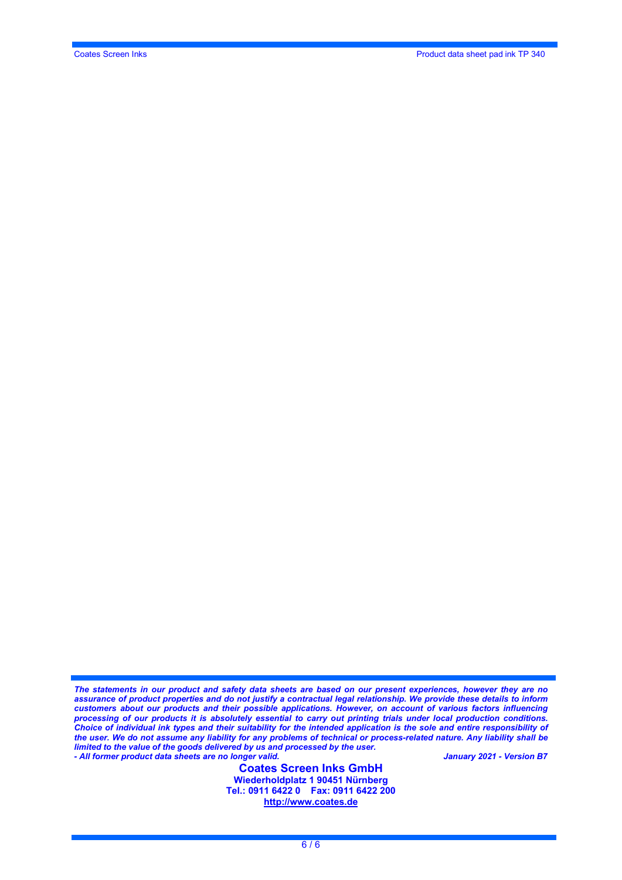***The statements in our product and safety data sheets are based on our present experiences, however they are no assurance of product properties and do not justify a contractual legal relationship. We provide these details to inform customers about our products and their possible applications. However, on account of various factors influencing processing of our products it is absolutely essential to carry out printing trials under local production conditions. Choice of individual ink types and their suitability for the intended application is the sole and entire responsibility of the user. We do not assume any liability for any problems of technical or process-related nature. Any liability shall be limited to the value of the goods delivered by us and processed by the user.***

***- All former product data sheets are no longer valid.*** ***January 2021 - Version B7***

**Coates Screen Inks GmbH**

**Wiederholdplatz 1 90451 Nürnberg**

**Tel.: 0911 6422 0 Fax: 0911 6422 200**

**http://www.coates.de**